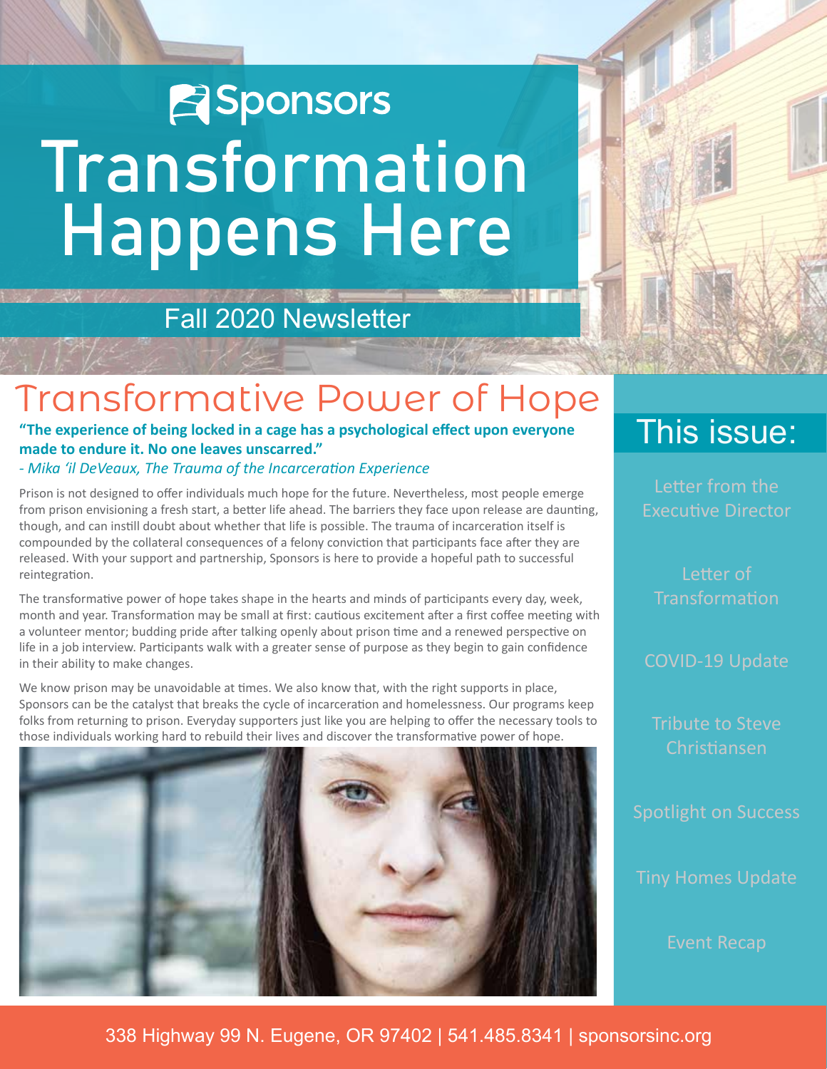# Sponsors

# Transformation Happens Here

Fall 2020 Newsletter

## Transformative Power of Hope

**"The experience of being locked in a cage has a psychological effect upon everyone made to endure it. No one leaves unscarred."**

*- Mika 'il DeVeaux, The Trauma of the Incarceration Experience*

Prison is not designed to offer individuals much hope for the future. Nevertheless, most people emerge from prison envisioning a fresh start, a better life ahead. The barriers they face upon release are daunting, though, and can instill doubt about whether that life is possible. The trauma of incarceration itself is compounded by the collateral consequences of a felony conviction that participants face after they are released. With your support and partnership, Sponsors is here to provide a hopeful path to successful reintegration.

The transformative power of hope takes shape in the hearts and minds of participants every day, week, month and year. Transformation may be small at first: cautious excitement after a first coffee meeting with a volunteer mentor; budding pride after talking openly about prison time and a renewed perspective on life in a job interview. Participants walk with a greater sense of purpose as they begin to gain confidence in their ability to make changes.

We know prison may be unavoidable at times. We also know that, with the right supports in place, Sponsors can be the catalyst that breaks the cycle of incarceration and homelessness. Our programs keep folks from returning to prison. Everyday supporters just like you are helping to offer the necessary tools to those individuals working hard to rebuild their lives and discover the transformative power of hope.

## This issue:

- Letter from the Executive Director
- Letter of Transformation
- COVID-19 Update
- Tribute to Steve Christiansen
- Spotlight on Success
- Tiny Homes Update
- Event Recap

338 Highway 99 N. Eugene, OR 97402 | 541.485.8341 | sponsorsinc.org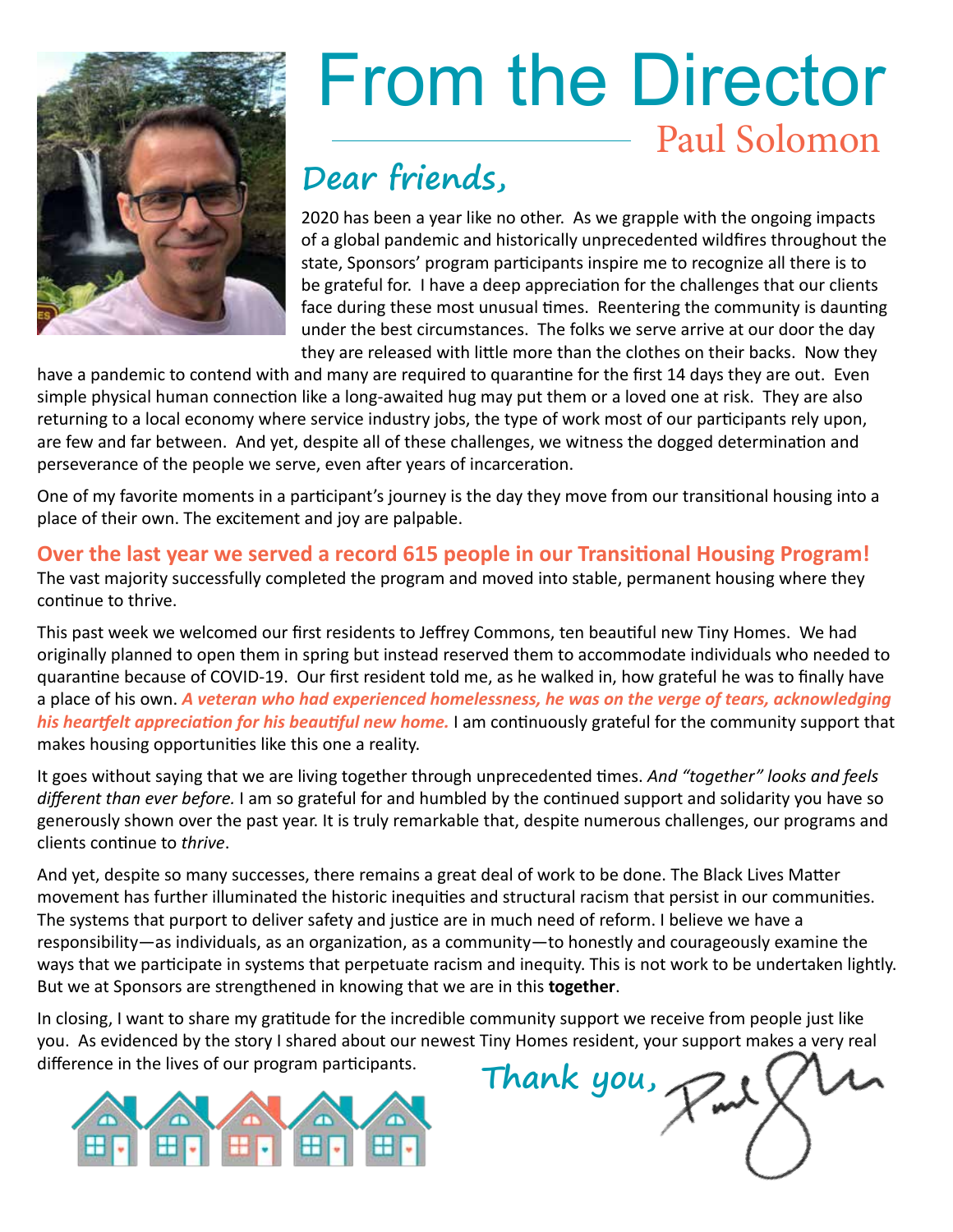# From the Director

## Paul Solomon

### Dear friends,

2020 has been a year like no other. As we grapple with the ongoing impacts of a global pandemic and historically unprecedented wildfires throughout the state, Sponsors' program participants inspire me to recognize all there is to be grateful for. I have a deep appreciation for the challenges that our clients face during these most unusual times. Reentering the community is daunting under the best circumstances. The folks we serve arrive at our door the day they are released with little more than the clothes on their backs. Now they have a pandemic to contend with and many are required to quarantine for the first 14 days they are out. Even simple physical human connection like a long-awaited hug may put them or a loved one at risk. They are also returning to a local economy where service industry jobs, the type of work most of our participants rely upon, are few and far between. And yet, despite all of these challenges, we witness the dogged determination and perseverance of the people we serve, even after years of incarceration.

One of my favorite moments in a participant's journey is the day they move from our transitional housing into a place of their own. The excitement and joy are palpable.

**Over the last year we served a record 615 people in our Transitional Housing Program!**
The vast majority successfully completed the program and moved into stable, permanent housing where they continue to thrive.

This past week we welcomed our first residents to Jeffrey Commons, ten beautiful new Tiny Homes. We had originally planned to open them in spring but instead reserved them to accommodate individuals who needed to quarantine because of COVID-19. Our first resident told me, as he walked in, how grateful he was to finally have a place of his own. ***A veteran who had experienced homelessness, he was on the verge of tears, acknowledging his heartfelt appreciation for his beautiful new home.*** I am continuously grateful for the community support that makes housing opportunities like this one a reality.

It goes without saying that we are living together through unprecedented times. *And "together" looks and feels different than ever before.* I am so grateful for and humbled by the continued support and solidarity you have so generously shown over the past year. It is truly remarkable that, despite numerous challenges, our programs and clients continue to *thrive*.

And yet, despite so many successes, there remains a great deal of work to be done. The Black Lives Matter movement has further illuminated the historic inequities and structural racism that persist in our communities. The systems that purport to deliver safety and justice are in much need of reform. I believe we have a responsibility—as individuals, as an organization, as a community—to honestly and courageously examine the ways that we participate in systems that perpetuate racism and inequity. This is not work to be undertaken lightly. But we at Sponsors are strengthened in knowing that we are in this **together**.

In closing, I want to share my gratitude for the incredible community support we receive from people just like you. As evidenced by the story I shared about our newest Tiny Homes resident, your support makes a very real difference in the lives of our program participants.

Thank you,

Paul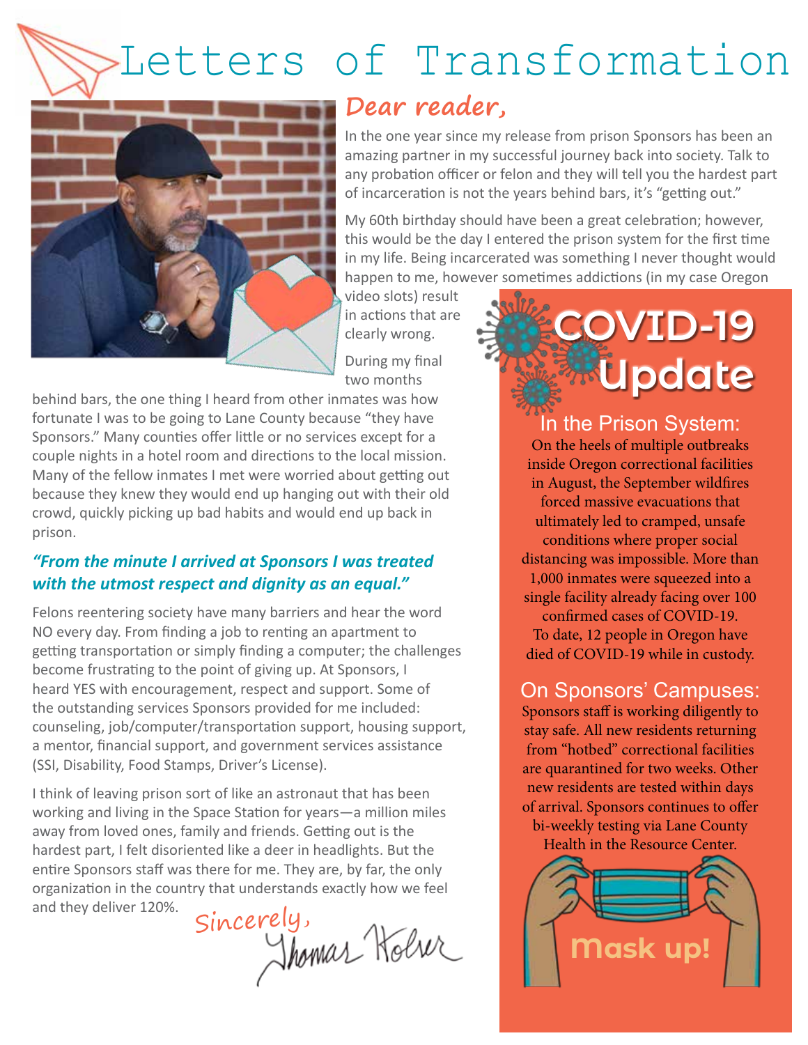# Letters of Transformation

## Dear reader,

In the one year since my release from prison Sponsors has been an amazing partner in my successful journey back into society. Talk to any probation officer or felon and they will tell you the hardest part of incarceration is not the years behind bars, it's "getting out."

My 60th birthday should have been a great celebration; however, this would be the day I entered the prison system for the first time in my life. Being incarcerated was something I never thought would happen to me, however sometimes addictions (in my case Oregon video slots) result in actions that are clearly wrong.

During my final two months behind bars, the one thing I heard from other inmates was how fortunate I was to be going to Lane County because "they have Sponsors." Many counties offer little or no services except for a couple nights in a hotel room and directions to the local mission. Many of the fellow inmates I met were worried about getting out because they knew they would end up hanging out with their old crowd, quickly picking up bad habits and would end up back in prison.

***"From the minute I arrived at Sponsors I was treated with the utmost respect and dignity as an equal."***

Felons reentering society have many barriers and hear the word NO every day. From finding a job to renting an apartment to getting transportation or simply finding a computer; the challenges become frustrating to the point of giving up. At Sponsors, I heard YES with encouragement, respect and support. Some of the outstanding services Sponsors provided for me included: counseling, job/computer/transportation support, housing support, a mentor, financial support, and government services assistance (SSI, Disability, Food Stamps, Driver's License).

I think of leaving prison sort of like an astronaut that has been working and living in the Space Station for years—a million miles away from loved ones, family and friends. Getting out is the hardest part, I felt disoriented like a deer in headlights. But the entire Sponsors staff was there for me. They are, by far, the only organization in the country that understands exactly how we feel and they deliver 120%.

Sincerely,

Thomas Kolver

## COVID-19 Update

### In the Prison System:

On the heels of multiple outbreaks inside Oregon correctional facilities in August, the September wildfires forced massive evacuations that ultimately led to cramped, unsafe conditions where proper social distancing was impossible. More than 1,000 inmates were squeezed into a single facility already facing over 100 confirmed cases of COVID-19. To date, 12 people in Oregon have died of COVID-19 while in custody.

### On Sponsors' Campuses:

Sponsors staff is working diligently to stay safe. All new residents returning from "hotbed" correctional facilities are quarantined for two weeks. Other new residents are tested within days of arrival. Sponsors continues to offer bi-weekly testing via Lane County Health in the Resource Center.

Mask up!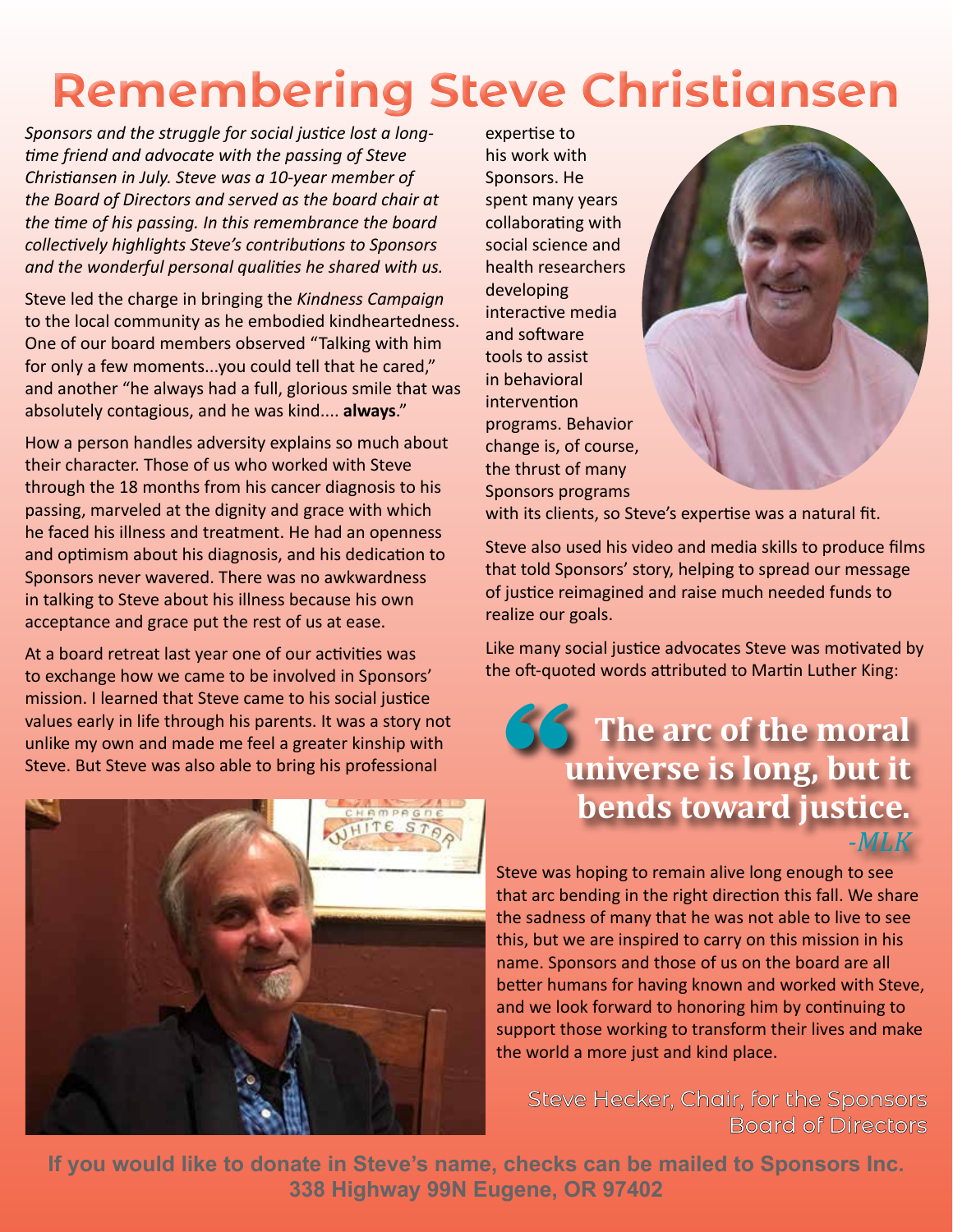# Remembering Steve Christiansen

*Sponsors and the struggle for social justice lost a long-time friend and advocate with the passing of Steve Christiansen in July. Steve was a 10-year member of the Board of Directors and served as the board chair at the time of his passing. In this remembrance the board collectively highlights Steve's contributions to Sponsors and the wonderful personal qualities he shared with us.*

Steve led the charge in bringing the *Kindness Campaign* to the local community as he embodied kindheartedness. One of our board members observed "Talking with him for only a few moments...you could tell that he cared," and another "he always had a full, glorious smile that was absolutely contagious, and he was kind.... **always**."

How a person handles adversity explains so much about their character. Those of us who worked with Steve through the 18 months from his cancer diagnosis to his passing, marveled at the dignity and grace with which he faced his illness and treatment. He had an openness and optimism about his diagnosis, and his dedication to Sponsors never wavered. There was no awkwardness in talking to Steve about his illness because his own acceptance and grace put the rest of us at ease.

At a board retreat last year one of our activities was to exchange how we came to be involved in Sponsors' mission. I learned that Steve came to his social justice values early in life through his parents. It was a story not unlike my own and made me feel a greater kinship with Steve. But Steve was also able to bring his professional expertise to his work with Sponsors. He spent many years collaborating with social science and health researchers developing interactive media and software tools to assist in behavioral intervention programs. Behavior change is, of course, the thrust of many Sponsors programs with its clients, so Steve's expertise was a natural fit.

Steve also used his video and media skills to produce films that told Sponsors' story, helping to spread our message of justice reimagined and raise much needed funds to realize our goals.

Like many social justice advocates Steve was motivated by the oft-quoted words attributed to Martin Luther King:

> **"The arc of the moral universe is long, but it bends toward justice.**
> *-MLK*

Steve was hoping to remain alive long enough to see that arc bending in the right direction this fall. We share the sadness of many that he was not able to live to see this, but we are inspired to carry on this mission in his name. Sponsors and those of us on the board are all better humans for having known and worked with Steve, and we look forward to honoring him by continuing to support those working to transform their lives and make the world a more just and kind place.

Steve Hecker, Chair, for the Sponsors Board of Directors

**If you would like to donate in Steve's name, checks can be mailed to Sponsors Inc. 338 Highway 99N Eugene, OR 97402**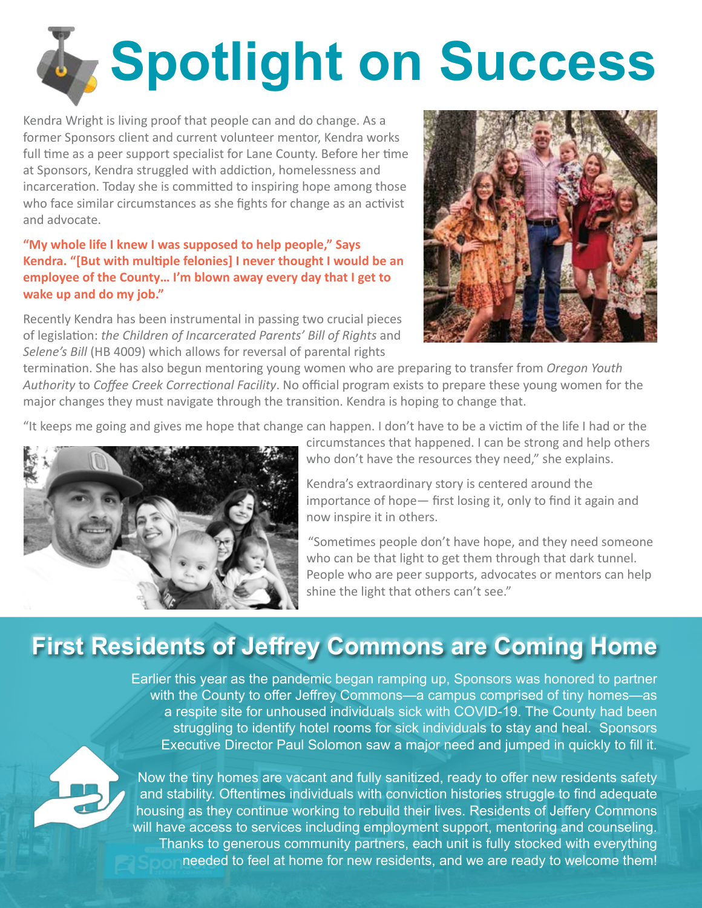# Spotlight on Success

Kendra Wright is living proof that people can and do change. As a former Sponsors client and current volunteer mentor, Kendra works full time as a peer support specialist for Lane County. Before her time at Sponsors, Kendra struggled with addiction, homelessness and incarceration. Today she is committed to inspiring hope among those who face similar circumstances as she fights for change as an activist and advocate.

**"My whole life I knew I was supposed to help people," Says Kendra. "[But with multiple felonies] I never thought I would be an employee of the County… I'm blown away every day that I get to wake up and do my job."**

Recently Kendra has been instrumental in passing two crucial pieces of legislation: *the Children of Incarcerated Parents' Bill of Rights* and *Selene's Bill* (HB 4009) which allows for reversal of parental rights termination. She has also begun mentoring young women who are preparing to transfer from *Oregon Youth Authority* to *Coffee Creek Correctional Facility*. No official program exists to prepare these young women for the major changes they must navigate through the transition. Kendra is hoping to change that.

"It keeps me going and gives me hope that change can happen. I don't have to be a victim of the life I had or the circumstances that happened. I can be strong and help others who don't have the resources they need," she explains.

Kendra's extraordinary story is centered around the importance of hope— first losing it, only to find it again and now inspire it in others.

"Sometimes people don't have hope, and they need someone who can be that light to get them through that dark tunnel. People who are peer supports, advocates or mentors can help shine the light that others can't see."

## First Residents of Jeffrey Commons are Coming Home

Earlier this year as the pandemic began ramping up, Sponsors was honored to partner with the County to offer Jeffrey Commons—a campus comprised of tiny homes—as a respite site for unhoused individuals sick with COVID-19. The County had been struggling to identify hotel rooms for sick individuals to stay and heal. Sponsors Executive Director Paul Solomon saw a major need and jumped in quickly to fill it.

Now the tiny homes are vacant and fully sanitized, ready to offer new residents safety and stability. Oftentimes individuals with conviction histories struggle to find adequate housing as they continue working to rebuild their lives. Residents of Jeffery Commons will have access to services including employment support, mentoring and counseling. Thanks to generous community partners, each unit is fully stocked with everything needed to feel at home for new residents, and we are ready to welcome them!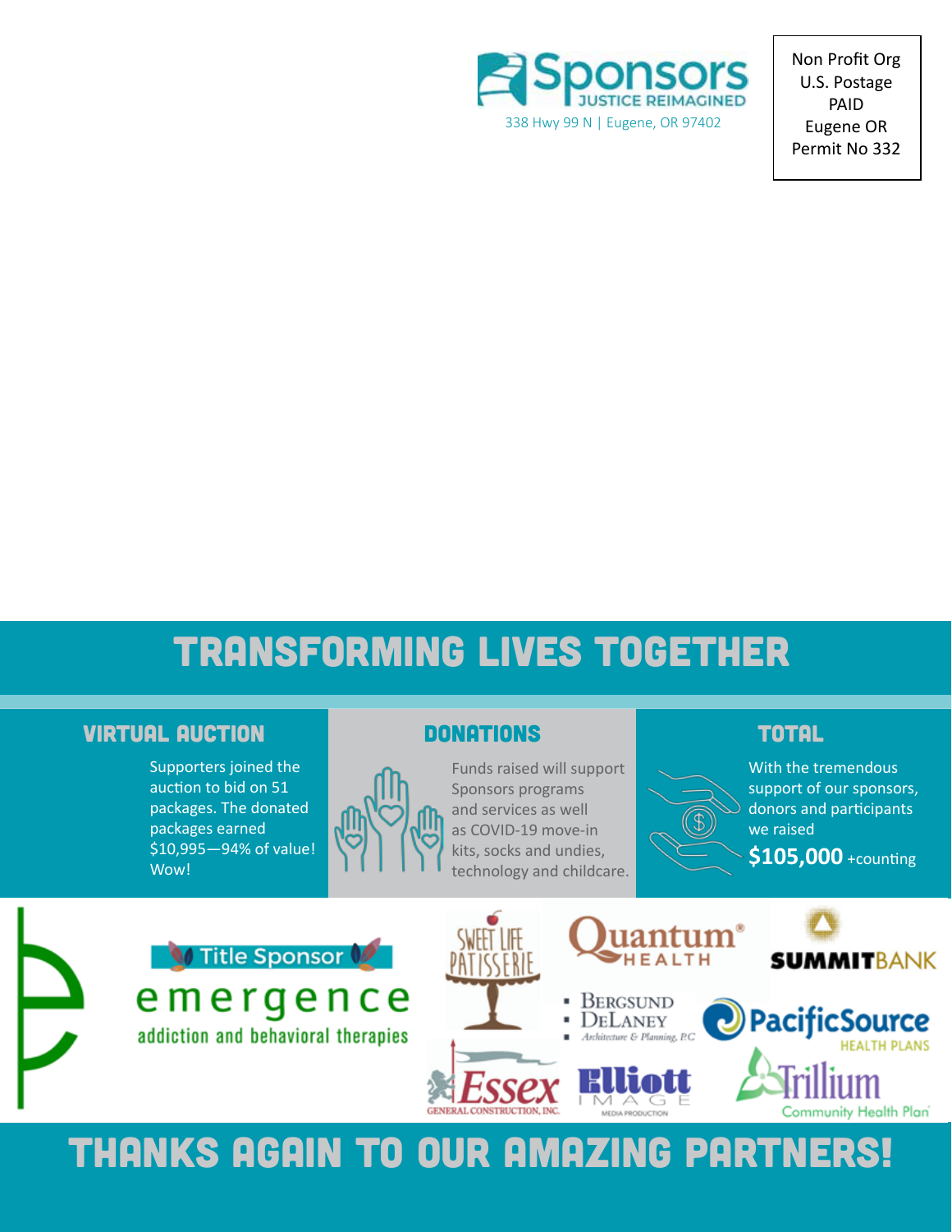Sponsors
JUSTICE REIMAGINED
338 Hwy 99 N | Eugene, OR 97402

Non Profit Org
U.S. Postage
PAID
Eugene OR
Permit No 332

# TRANSFORMING LIVES TOGETHER

## VIRTUAL AUCTION

Supporters joined the auction to bid on 51 packages. The donated packages earned $10,995—94% of value! Wow!

## DONATIONS

Funds raised will support Sponsors programs and services as well as COVID-19 move-in kits, socks and undies, technology and childcare.

## TOTAL

With the tremendous support of our sponsors, donors and participants we raised

**$105,000** +counting

Title Sponsor

emergence
addiction and behavioral therapies

Sweet Life Patisserie

Quantum® Health

SummitBank

Bergsund DeLaney Architecture & Planning, P.C.

PacificSource Health Plans

Essex General Construction, Inc.

Elliott Image Media Production

Trillium Community Health Plan

# THANKS AGAIN TO OUR AMAZING PARTNERS!